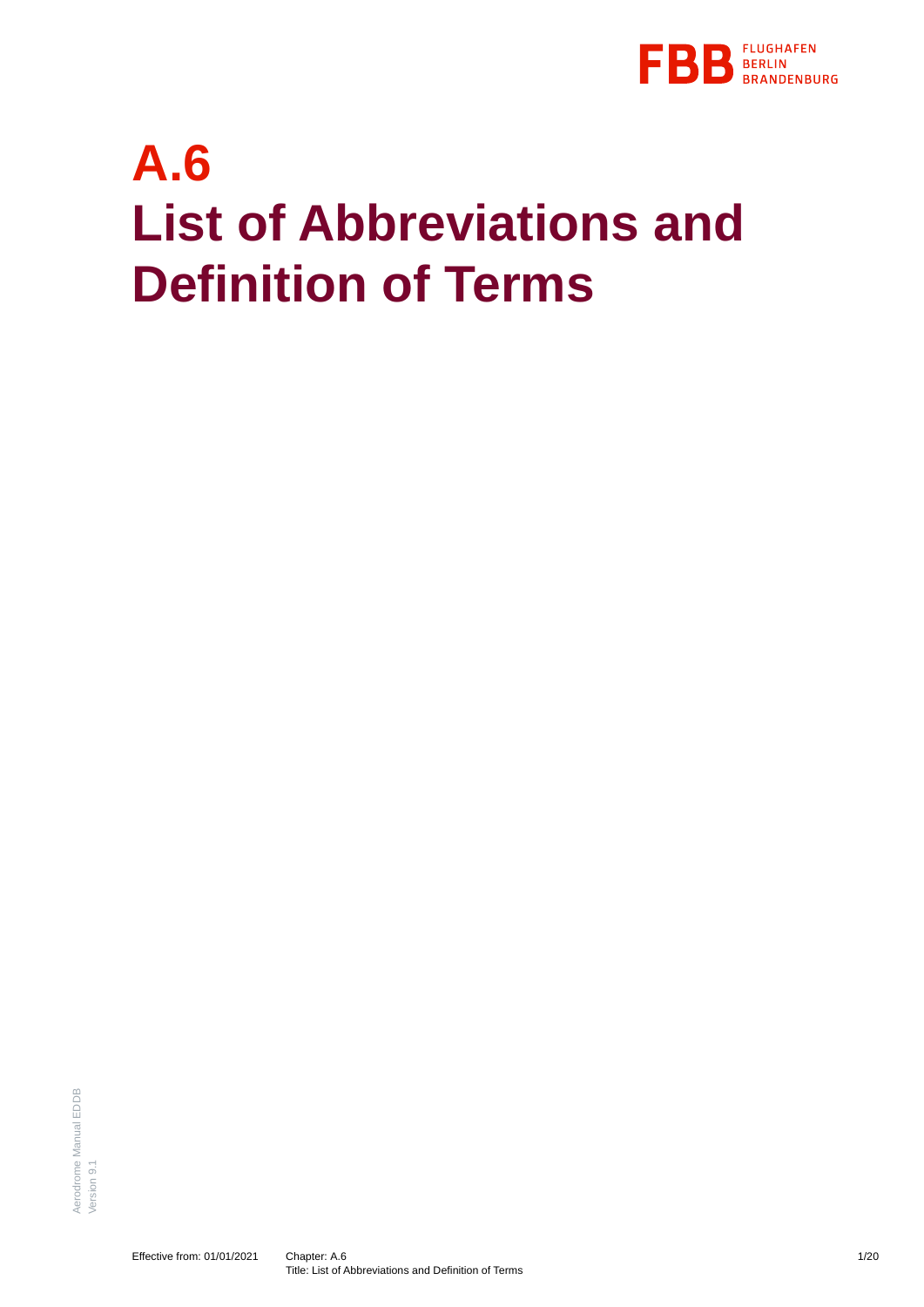# A.6

# List of Abbreviations and Definition of Terms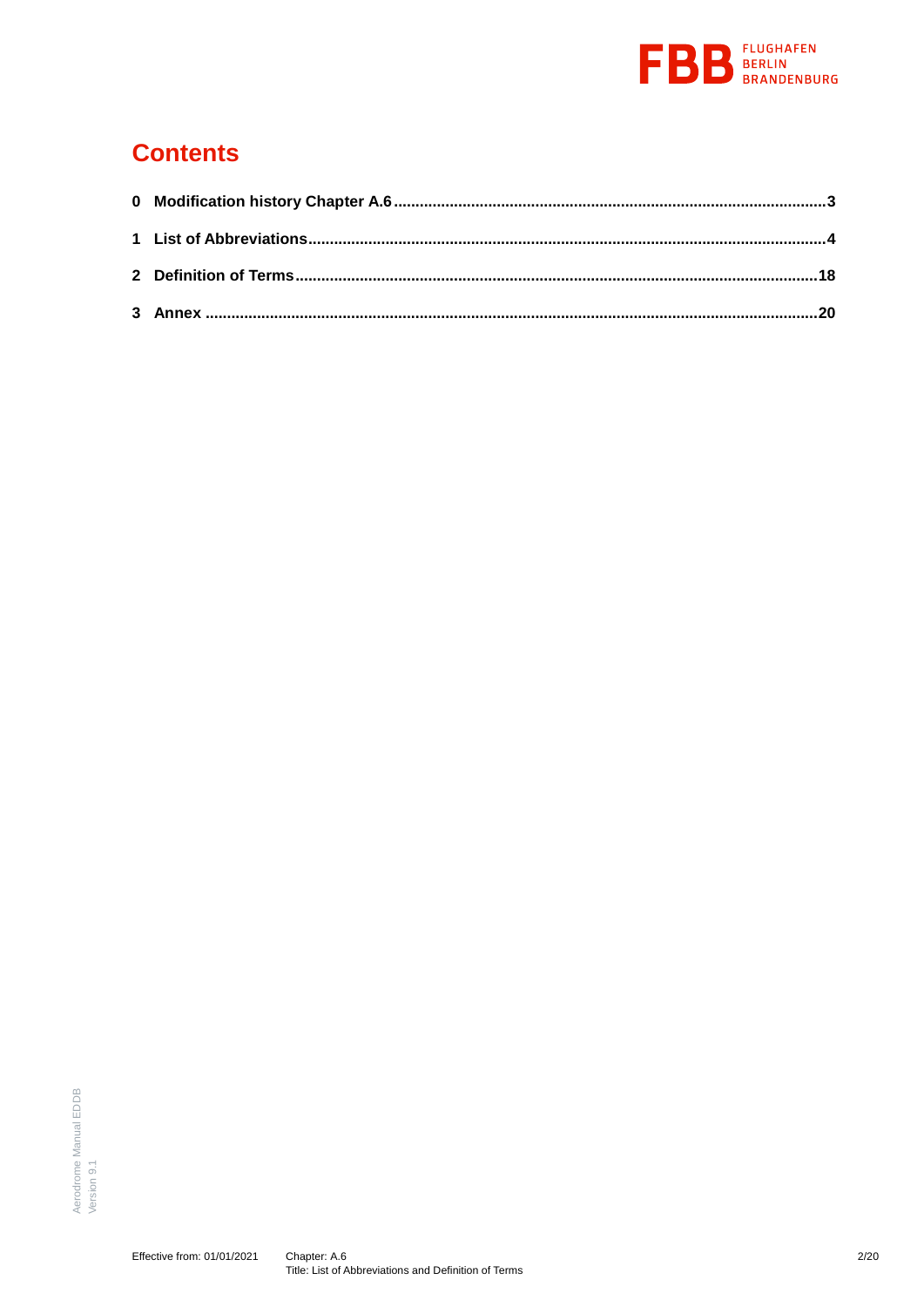# Contents

0 **Modification history Chapter A.6** ........................................................ 3

1 **List of Abbreviations** ........................................................ 4

2 **Definition of Terms** ........................................................ 18

3 **Annex** ........................................................ 20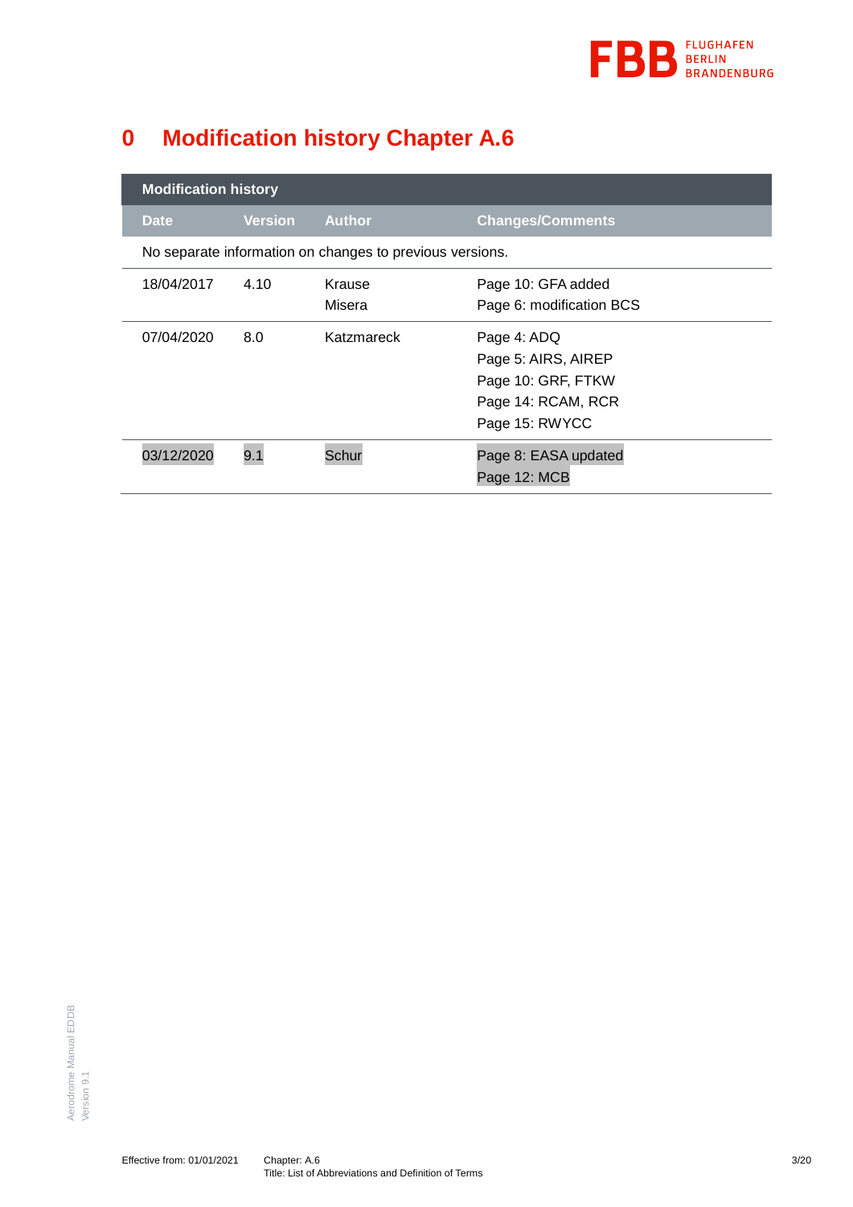# 0 Modification history Chapter A.6

| Modification history | | | |
|---|---|---|---|
| **Date** | **Version** | **Author** | **Changes/Comments** |
| No separate information on changes to previous versions. | | | |
| 18/04/2017 | 4.10 | Krause<br>Misera | Page 10: GFA added<br>Page 6: modification BCS |
| 07/04/2020 | 8.0 | Katzmareck | Page 4: ADQ<br>Page 5: AIRS, AIREP<br>Page 10: GRF, FTKW<br>Page 14: RCAM, RCR<br>Page 15: RWYCC |
| 03/12/2020 | 9.1 | Schur | Page 8: EASA updated<br>Page 12: MCB |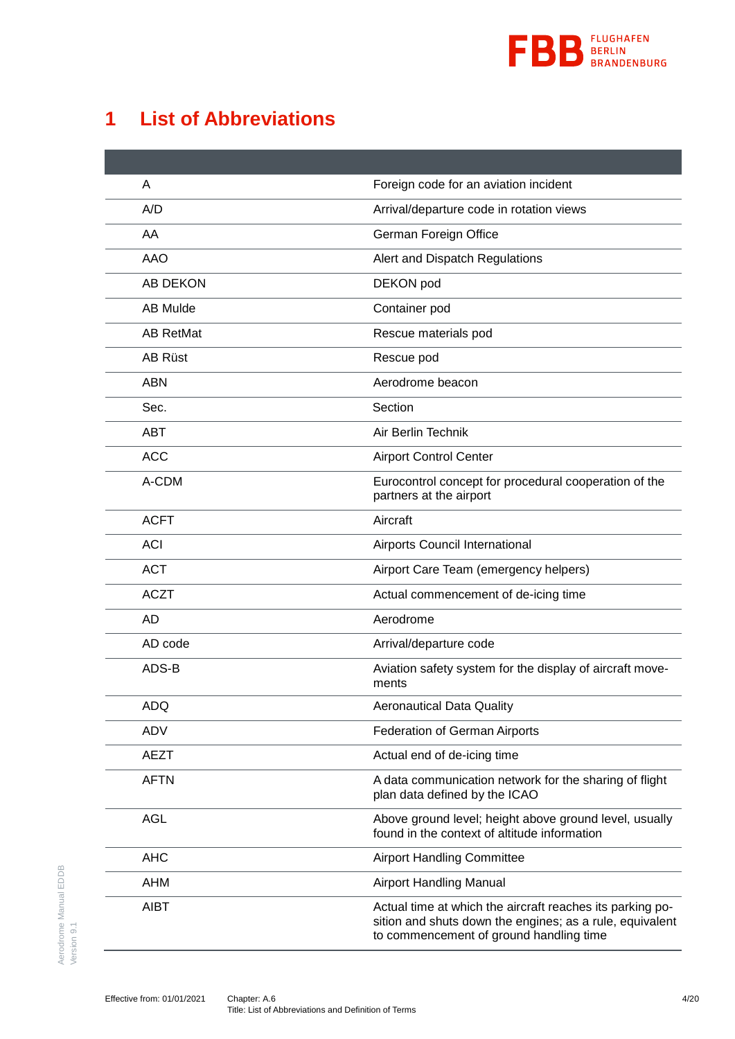# 1 List of Abbreviations

| | |
|---|---|
| A | Foreign code for an aviation incident |
| A/D | Arrival/departure code in rotation views |
| AA | German Foreign Office |
| AAO | Alert and Dispatch Regulations |
| AB DEKON | DEKON pod |
| AB Mulde | Container pod |
| AB RetMat | Rescue materials pod |
| AB Rüst | Rescue pod |
| ABN | Aerodrome beacon |
| Sec. | Section |
| ABT | Air Berlin Technik |
| ACC | Airport Control Center |
| A-CDM | Eurocontrol concept for procedural cooperation of the partners at the airport |
| ACFT | Aircraft |
| ACI | Airports Council International |
| ACT | Airport Care Team (emergency helpers) |
| ACZT | Actual commencement of de-icing time |
| AD | Aerodrome |
| AD code | Arrival/departure code |
| ADS-B | Aviation safety system for the display of aircraft movements |
| ADQ | Aeronautical Data Quality |
| ADV | Federation of German Airports |
| AEZT | Actual end of de-icing time |
| AFTN | A data communication network for the sharing of flight plan data defined by the ICAO |
| AGL | Above ground level; height above ground level, usually found in the context of altitude information |
| AHC | Airport Handling Committee |
| AHM | Airport Handling Manual |
| AIBT | Actual time at which the aircraft reaches its parking position and shuts down the engines; as a rule, equivalent to commencement of ground handling time |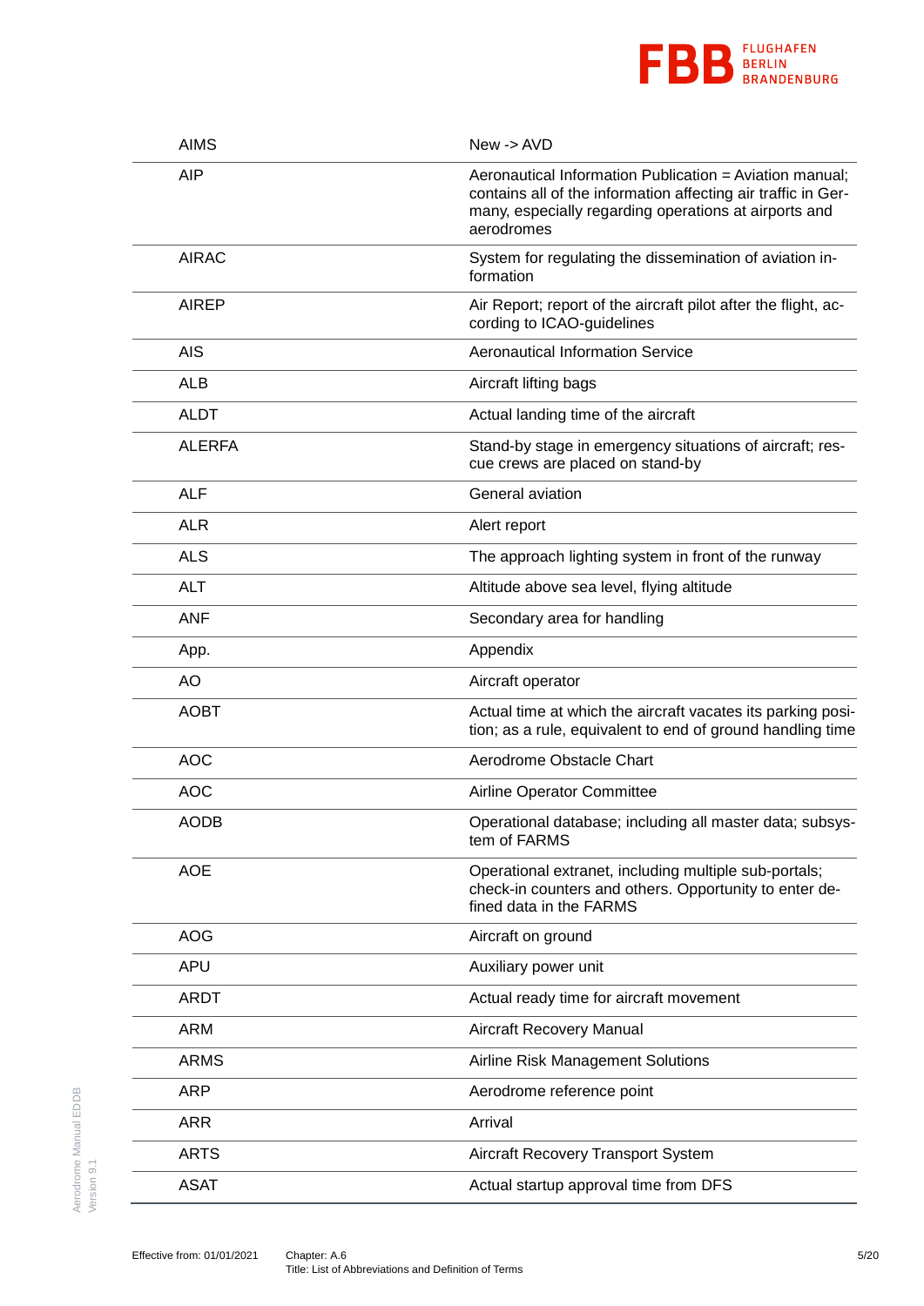| | |
|---|---|
| AIMS | New -> AVD |
| AIP | Aeronautical Information Publication = Aviation manual; contains all of the information affecting air traffic in Germany, especially regarding operations at airports and aerodromes |
| AIRAC | System for regulating the dissemination of aviation information |
| AIREP | Air Report; report of the aircraft pilot after the flight, according to ICAO-guidelines |
| AIS | Aeronautical Information Service |
| ALB | Aircraft lifting bags |
| ALDT | Actual landing time of the aircraft |
| ALERFA | Stand-by stage in emergency situations of aircraft; rescue crews are placed on stand-by |
| ALF | General aviation |
| ALR | Alert report |
| ALS | The approach lighting system in front of the runway |
| ALT | Altitude above sea level, flying altitude |
| ANF | Secondary area for handling |
| App. | Appendix |
| AO | Aircraft operator |
| AOBT | Actual time at which the aircraft vacates its parking position; as a rule, equivalent to end of ground handling time |
| AOC | Aerodrome Obstacle Chart |
| AOC | Airline Operator Committee |
| AODB | Operational database; including all master data; subsystem of FARMS |
| AOE | Operational extranet, including multiple sub-portals; check-in counters and others. Opportunity to enter defined data in the FARMS |
| AOG | Aircraft on ground |
| APU | Auxiliary power unit |
| ARDT | Actual ready time for aircraft movement |
| ARM | Aircraft Recovery Manual |
| ARMS | Airline Risk Management Solutions |
| ARP | Aerodrome reference point |
| ARR | Arrival |
| ARTS | Aircraft Recovery Transport System |
| ASAT | Actual startup approval time from DFS |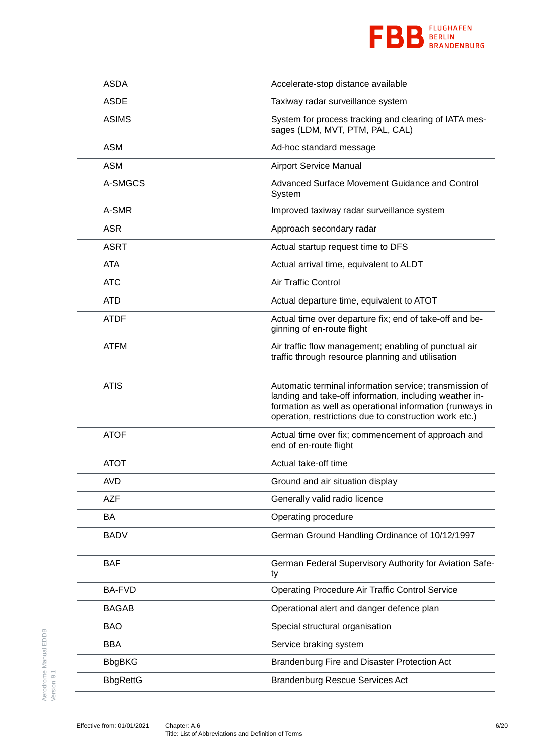| | |
|---|---|
| ASDA | Accelerate-stop distance available |
| ASDE | Taxiway radar surveillance system |
| ASIMS | System for process tracking and clearing of IATA messages (LDM, MVT, PTM, PAL, CAL) |
| ASM | Ad-hoc standard message |
| ASM | Airport Service Manual |
| A-SMGCS | Advanced Surface Movement Guidance and Control System |
| A-SMR | Improved taxiway radar surveillance system |
| ASR | Approach secondary radar |
| ASRT | Actual startup request time to DFS |
| ATA | Actual arrival time, equivalent to ALDT |
| ATC | Air Traffic Control |
| ATD | Actual departure time, equivalent to ATOT |
| ATDF | Actual time over departure fix; end of take-off and beginning of en-route flight |
| ATFM | Air traffic flow management; enabling of punctual air traffic through resource planning and utilisation |
| ATIS | Automatic terminal information service; transmission of landing and take-off information, including weather information as well as operational information (runways in operation, restrictions due to construction work etc.) |
| ATOF | Actual time over fix; commencement of approach and end of en-route flight |
| ATOT | Actual take-off time |
| AVD | Ground and air situation display |
| AZF | Generally valid radio licence |
| BA | Operating procedure |
| BADV | German Ground Handling Ordinance of 10/12/1997 |
| BAF | German Federal Supervisory Authority for Aviation Safety |
| BA-FVD | Operating Procedure Air Traffic Control Service |
| BAGAB | Operational alert and danger defence plan |
| BAO | Special structural organisation |
| BBA | Service braking system |
| BbgBKG | Brandenburg Fire and Disaster Protection Act |
| BbgRettG | Brandenburg Rescue Services Act |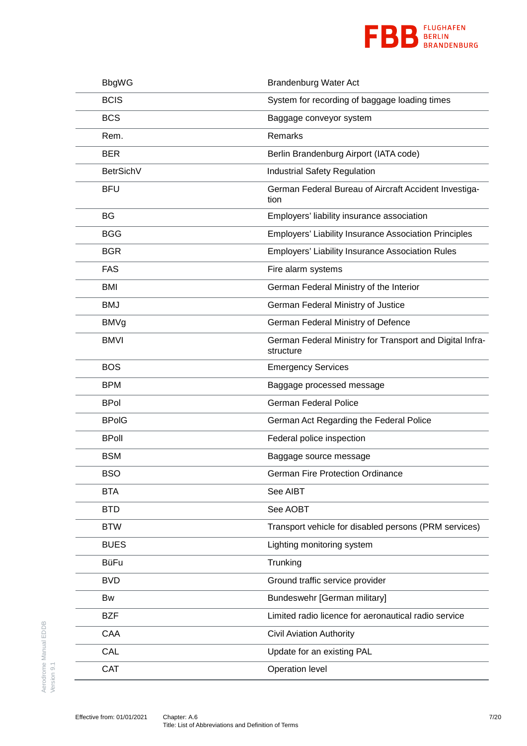| | |
|---|---|
| BbgWG | Brandenburg Water Act |
| BCIS | System for recording of baggage loading times |
| BCS | Baggage conveyor system |
| Rem. | Remarks |
| BER | Berlin Brandenburg Airport (IATA code) |
| BetrSichV | Industrial Safety Regulation |
| BFU | German Federal Bureau of Aircraft Accident Investigation |
| BG | Employers' liability insurance association |
| BGG | Employers' Liability Insurance Association Principles |
| BGR | Employers' Liability Insurance Association Rules |
| FAS | Fire alarm systems |
| BMI | German Federal Ministry of the Interior |
| BMJ | German Federal Ministry of Justice |
| BMVg | German Federal Ministry of Defence |
| BMVI | German Federal Ministry for Transport and Digital Infrastructure |
| BOS | Emergency Services |
| BPM | Baggage processed message |
| BPol | German Federal Police |
| BPolG | German Act Regarding the Federal Police |
| BPolI | Federal police inspection |
| BSM | Baggage source message |
| BSO | German Fire Protection Ordinance |
| BTA | See AIBT |
| BTD | See AOBT |
| BTW | Transport vehicle for disabled persons (PRM services) |
| BUES | Lighting monitoring system |
| BüFu | Trunking |
| BVD | Ground traffic service provider |
| Bw | Bundeswehr [German military] |
| BZF | Limited radio licence for aeronautical radio service |
| CAA | Civil Aviation Authority |
| CAL | Update for an existing PAL |
| CAT | Operation level |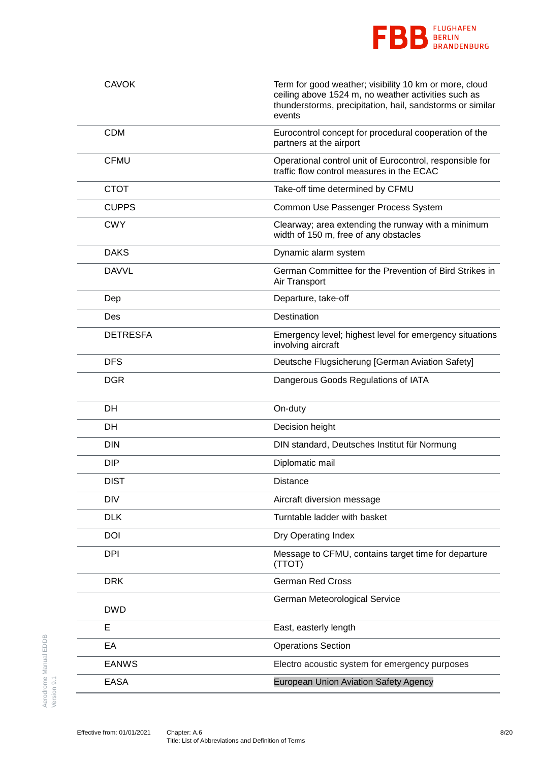| | |
|---|---|
| CAVOK | Term for good weather; visibility 10 km or more, cloud ceiling above 1524 m, no weather activities such as thunderstorms, precipitation, hail, sandstorms or similar events |
| CDM | Eurocontrol concept for procedural cooperation of the partners at the airport |
| CFMU | Operational control unit of Eurocontrol, responsible for traffic flow control measures in the ECAC |
| CTOT | Take-off time determined by CFMU |
| CUPPS | Common Use Passenger Process System |
| CWY | Clearway; area extending the runway with a minimum width of 150 m, free of any obstacles |
| DAKS | Dynamic alarm system |
| DAVVL | German Committee for the Prevention of Bird Strikes in Air Transport |
| Dep | Departure, take-off |
| Des | Destination |
| DETRESFA | Emergency level; highest level for emergency situations involving aircraft |
| DFS | Deutsche Flugsicherung [German Aviation Safety] |
| DGR | Dangerous Goods Regulations of IATA |
| DH | On-duty |
| DH | Decision height |
| DIN | DIN standard, Deutsches Institut für Normung |
| DIP | Diplomatic mail |
| DIST | Distance |
| DIV | Aircraft diversion message |
| DLK | Turntable ladder with basket |
| DOI | Dry Operating Index |
| DPI | Message to CFMU, contains target time for departure (TTOT) |
| DRK | German Red Cross |
| DWD | German Meteorological Service |
| E | East, easterly length |
| EA | Operations Section |
| EANWS | Electro acoustic system for emergency purposes |
| EASA | European Union Aviation Safety Agency |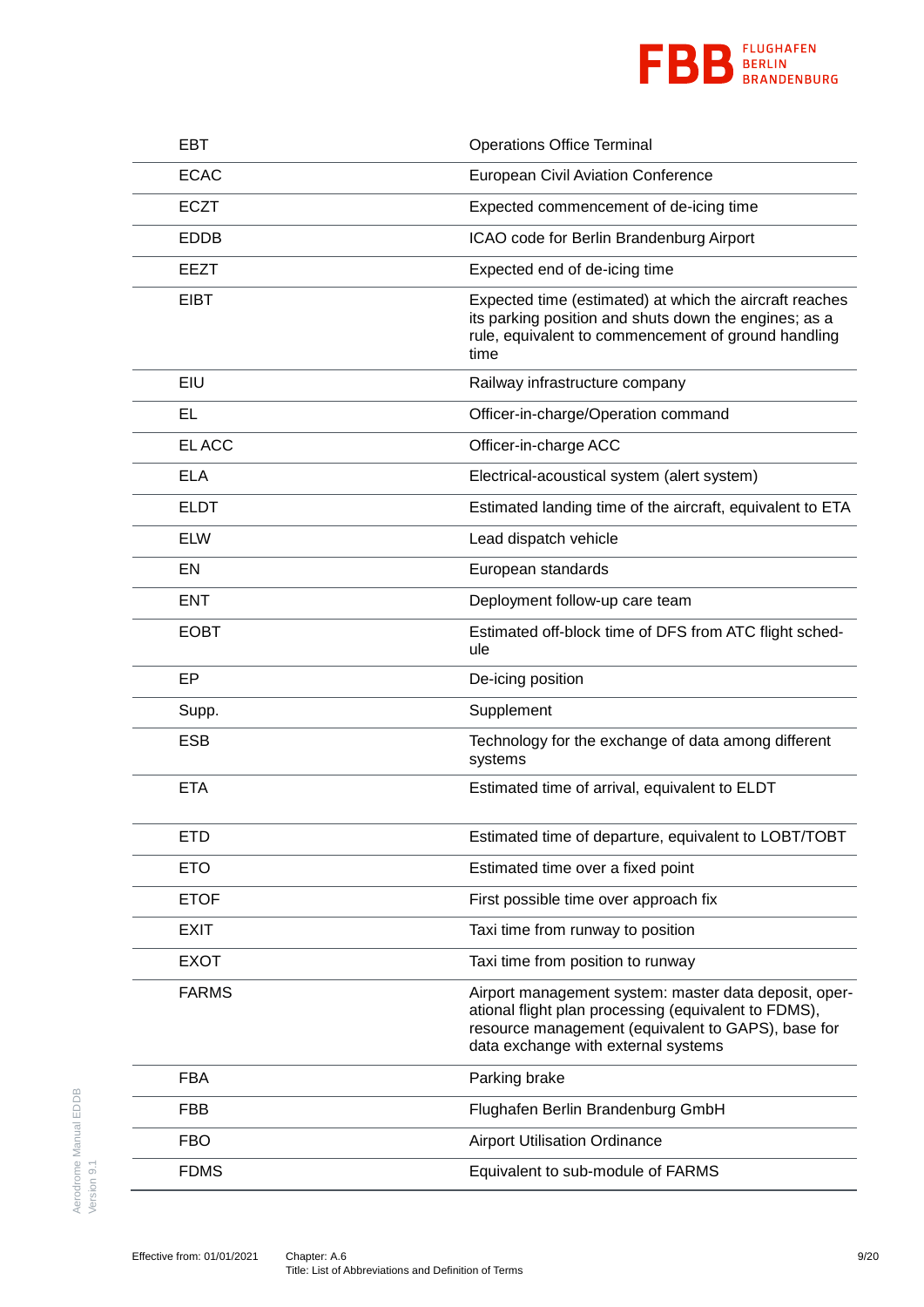| | |
|---|---|
| EBT | Operations Office Terminal |
| ECAC | European Civil Aviation Conference |
| ECZT | Expected commencement of de-icing time |
| EDDB | ICAO code for Berlin Brandenburg Airport |
| EEZT | Expected end of de-icing time |
| EIBT | Expected time (estimated) at which the aircraft reaches its parking position and shuts down the engines; as a rule, equivalent to commencement of ground handling time |
| EIU | Railway infrastructure company |
| EL | Officer-in-charge/Operation command |
| EL ACC | Officer-in-charge ACC |
| ELA | Electrical-acoustical system (alert system) |
| ELDT | Estimated landing time of the aircraft, equivalent to ETA |
| ELW | Lead dispatch vehicle |
| EN | European standards |
| ENT | Deployment follow-up care team |
| EOBT | Estimated off-block time of DFS from ATC flight schedule |
| EP | De-icing position |
| Supp. | Supplement |
| ESB | Technology for the exchange of data among different systems |
| ETA | Estimated time of arrival, equivalent to ELDT |
| ETD | Estimated time of departure, equivalent to LOBT/TOBT |
| ETO | Estimated time over a fixed point |
| ETOF | First possible time over approach fix |
| EXIT | Taxi time from runway to position |
| EXOT | Taxi time from position to runway |
| FARMS | Airport management system: master data deposit, operational flight plan processing (equivalent to FDMS), resource management (equivalent to GAPS), base for data exchange with external systems |
| FBA | Parking brake |
| FBB | Flughafen Berlin Brandenburg GmbH |
| FBO | Airport Utilisation Ordinance |
| FDMS | Equivalent to sub-module of FARMS |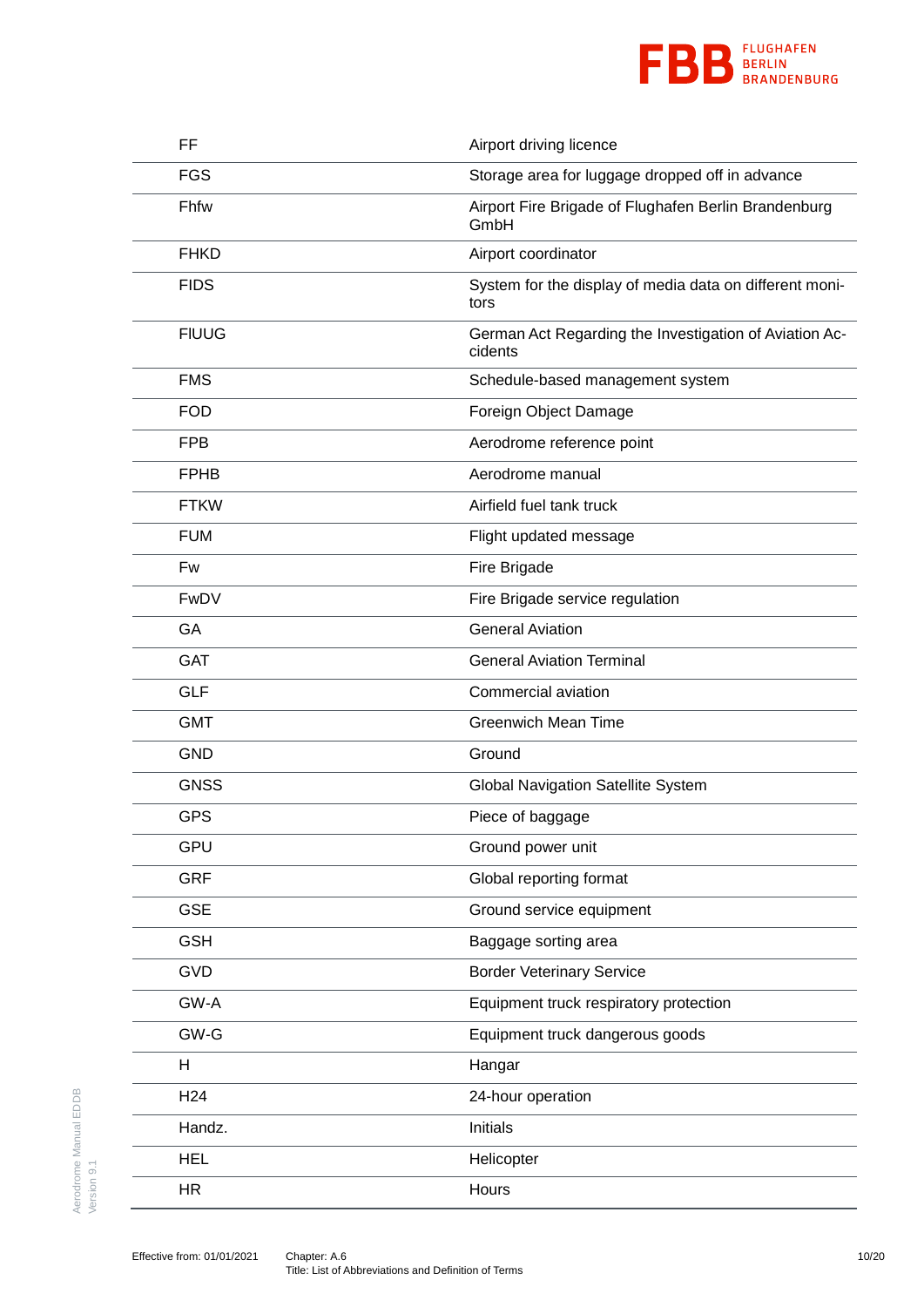| | |
|---|---|
| FF | Airport driving licence |
| FGS | Storage area for luggage dropped off in advance |
| Fhfw | Airport Fire Brigade of Flughafen Berlin Brandenburg GmbH |
| FHKD | Airport coordinator |
| FIDS | System for the display of media data on different monitors |
| FlUUG | German Act Regarding the Investigation of Aviation Accidents |
| FMS | Schedule-based management system |
| FOD | Foreign Object Damage |
| FPB | Aerodrome reference point |
| FPHB | Aerodrome manual |
| FTKW | Airfield fuel tank truck |
| FUM | Flight updated message |
| Fw | Fire Brigade |
| FwDV | Fire Brigade service regulation |
| GA | General Aviation |
| GAT | General Aviation Terminal |
| GLF | Commercial aviation |
| GMT | Greenwich Mean Time |
| GND | Ground |
| GNSS | Global Navigation Satellite System |
| GPS | Piece of baggage |
| GPU | Ground power unit |
| GRF | Global reporting format |
| GSE | Ground service equipment |
| GSH | Baggage sorting area |
| GVD | Border Veterinary Service |
| GW-A | Equipment truck respiratory protection |
| GW-G | Equipment truck dangerous goods |
| H | Hangar |
| H24 | 24-hour operation |
| Handz. | Initials |
| HEL | Helicopter |
| HR | Hours |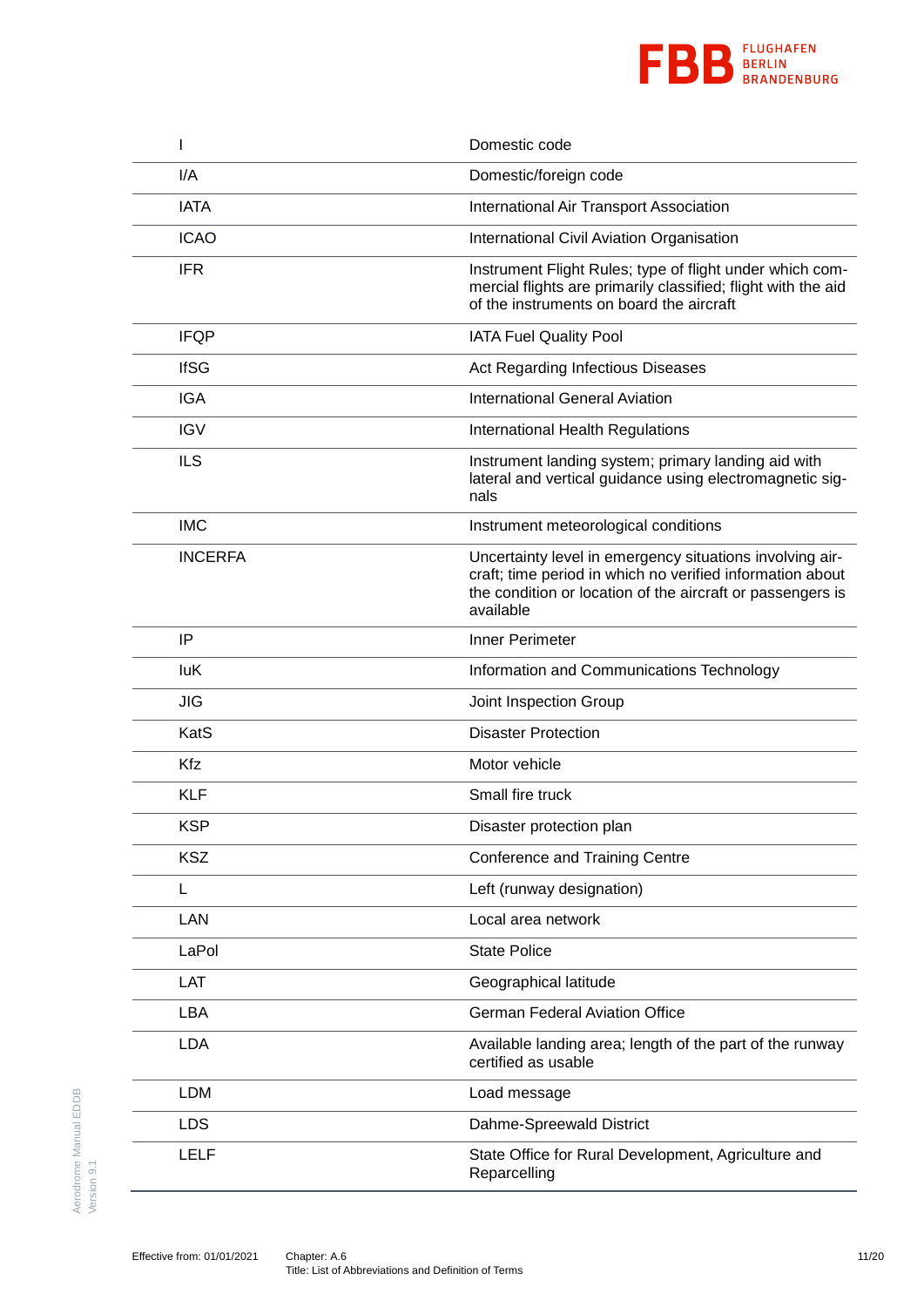| | |
|---|---|
| I | Domestic code |
| I/A | Domestic/foreign code |
| IATA | International Air Transport Association |
| ICAO | International Civil Aviation Organisation |
| IFR | Instrument Flight Rules; type of flight under which commercial flights are primarily classified; flight with the aid of the instruments on board the aircraft |
| IFQP | IATA Fuel Quality Pool |
| IfSG | Act Regarding Infectious Diseases |
| IGA | International General Aviation |
| IGV | International Health Regulations |
| ILS | Instrument landing system; primary landing aid with lateral and vertical guidance using electromagnetic signals |
| IMC | Instrument meteorological conditions |
| INCERFA | Uncertainty level in emergency situations involving aircraft; time period in which no verified information about the condition or location of the aircraft or passengers is available |
| IP | Inner Perimeter |
| IuK | Information and Communications Technology |
| JIG | Joint Inspection Group |
| KatS | Disaster Protection |
| Kfz | Motor vehicle |
| KLF | Small fire truck |
| KSP | Disaster protection plan |
| KSZ | Conference and Training Centre |
| L | Left (runway designation) |
| LAN | Local area network |
| LaPol | State Police |
| LAT | Geographical latitude |
| LBA | German Federal Aviation Office |
| LDA | Available landing area; length of the part of the runway certified as usable |
| LDM | Load message |
| LDS | Dahme-Spreewald District |
| LELF | State Office for Rural Development, Agriculture and Reparcelling |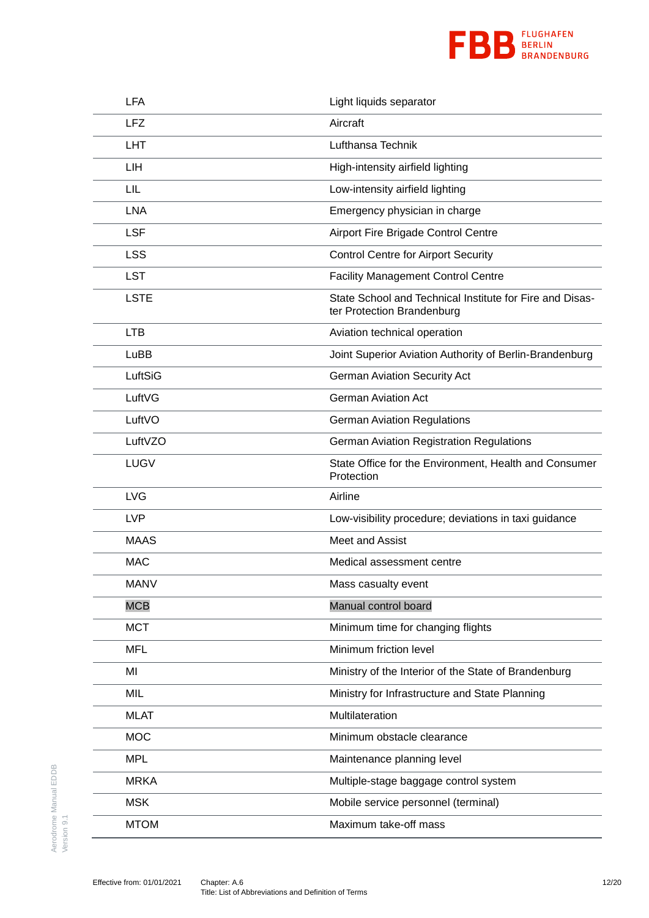| | |
|---|---|
| LFA | Light liquids separator |
| LFZ | Aircraft |
| LHT | Lufthansa Technik |
| LIH | High-intensity airfield lighting |
| LIL | Low-intensity airfield lighting |
| LNA | Emergency physician in charge |
| LSF | Airport Fire Brigade Control Centre |
| LSS | Control Centre for Airport Security |
| LST | Facility Management Control Centre |
| LSTE | State School and Technical Institute for Fire and Disaster Protection Brandenburg |
| LTB | Aviation technical operation |
| LuBB | Joint Superior Aviation Authority of Berlin-Brandenburg |
| LuftSiG | German Aviation Security Act |
| LuftVG | German Aviation Act |
| LuftVO | German Aviation Regulations |
| LuftVZO | German Aviation Registration Regulations |
| LUGV | State Office for the Environment, Health and Consumer Protection |
| LVG | Airline |
| LVP | Low-visibility procedure; deviations in taxi guidance |
| MAAS | Meet and Assist |
| MAC | Medical assessment centre |
| MANV | Mass casualty event |
| MCB | Manual control board |
| MCT | Minimum time for changing flights |
| MFL | Minimum friction level |
| MI | Ministry of the Interior of the State of Brandenburg |
| MIL | Ministry for Infrastructure and State Planning |
| MLAT | Multilateration |
| MOC | Minimum obstacle clearance |
| MPL | Maintenance planning level |
| MRKA | Multiple-stage baggage control system |
| MSK | Mobile service personnel (terminal) |
| MTOM | Maximum take-off mass |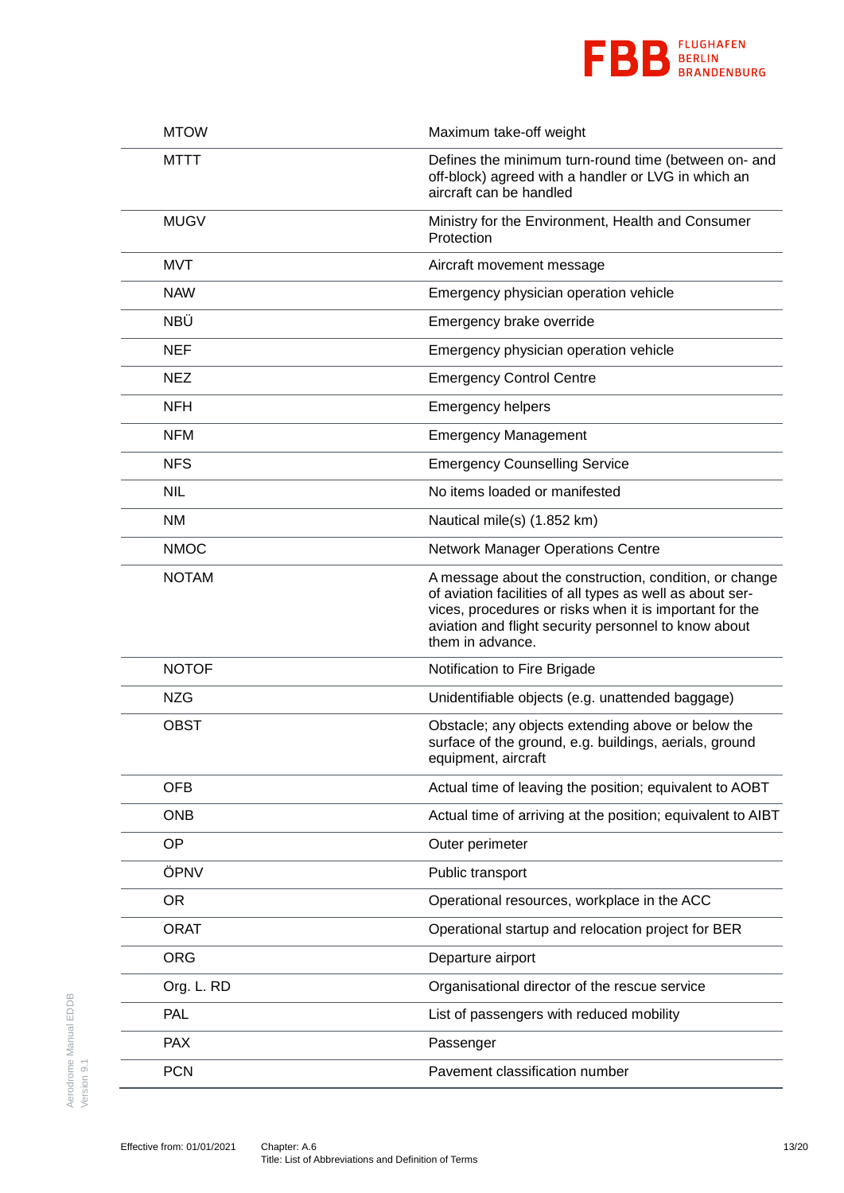| | |
|---|---|
| MTOW | Maximum take-off weight |
| MTTT | Defines the minimum turn-round time (between on- and off-block) agreed with a handler or LVG in which an aircraft can be handled |
| MUGV | Ministry for the Environment, Health and Consumer Protection |
| MVT | Aircraft movement message |
| NAW | Emergency physician operation vehicle |
| NBÜ | Emergency brake override |
| NEF | Emergency physician operation vehicle |
| NEZ | Emergency Control Centre |
| NFH | Emergency helpers |
| NFM | Emergency Management |
| NFS | Emergency Counselling Service |
| NIL | No items loaded or manifested |
| NM | Nautical mile(s) (1.852 km) |
| NMOC | Network Manager Operations Centre |
| NOTAM | A message about the construction, condition, or change of aviation facilities of all types as well as about services, procedures or risks when it is important for the aviation and flight security personnel to know about them in advance. |
| NOTOF | Notification to Fire Brigade |
| NZG | Unidentifiable objects (e.g. unattended baggage) |
| OBST | Obstacle; any objects extending above or below the surface of the ground, e.g. buildings, aerials, ground equipment, aircraft |
| OFB | Actual time of leaving the position; equivalent to AOBT |
| ONB | Actual time of arriving at the position; equivalent to AIBT |
| OP | Outer perimeter |
| ÖPNV | Public transport |
| OR | Operational resources, workplace in the ACC |
| ORAT | Operational startup and relocation project for BER |
| ORG | Departure airport |
| Org. L. RD | Organisational director of the rescue service |
| PAL | List of passengers with reduced mobility |
| PAX | Passenger |
| PCN | Pavement classification number |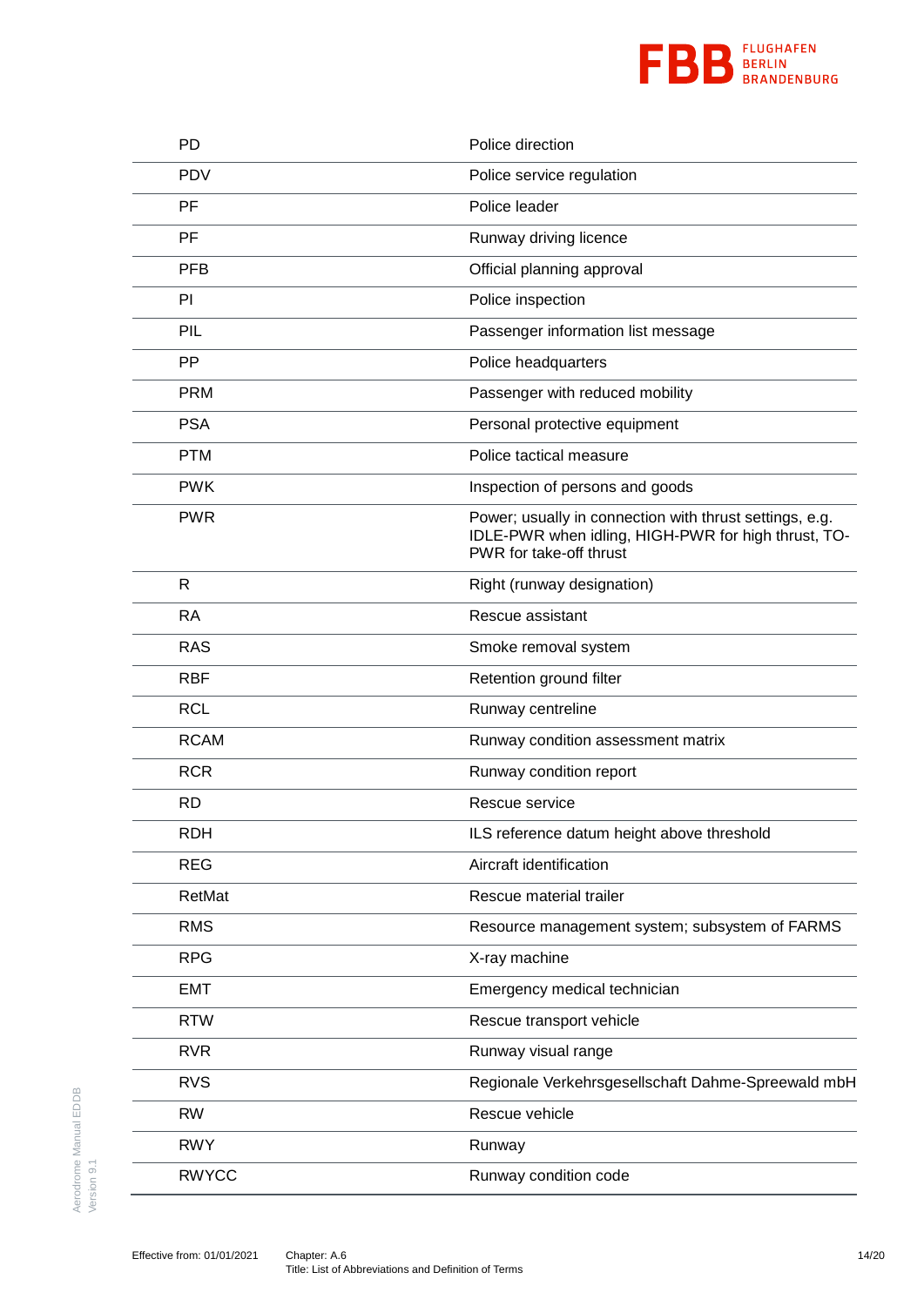| | |
|---|---|
| PD | Police direction |
| PDV | Police service regulation |
| PF | Police leader |
| PF | Runway driving licence |
| PFB | Official planning approval |
| PI | Police inspection |
| PIL | Passenger information list message |
| PP | Police headquarters |
| PRM | Passenger with reduced mobility |
| PSA | Personal protective equipment |
| PTM | Police tactical measure |
| PWK | Inspection of persons and goods |
| PWR | Power; usually in connection with thrust settings, e.g. IDLE-PWR when idling, HIGH-PWR for high thrust, TO-PWR for take-off thrust |
| R | Right (runway designation) |
| RA | Rescue assistant |
| RAS | Smoke removal system |
| RBF | Retention ground filter |
| RCL | Runway centreline |
| RCAM | Runway condition assessment matrix |
| RCR | Runway condition report |
| RD | Rescue service |
| RDH | ILS reference datum height above threshold |
| REG | Aircraft identification |
| RetMat | Rescue material trailer |
| RMS | Resource management system; subsystem of FARMS |
| RPG | X-ray machine |
| EMT | Emergency medical technician |
| RTW | Rescue transport vehicle |
| RVR | Runway visual range |
| RVS | Regionale Verkehrsgesellschaft Dahme-Spreewald mbH |
| RW | Rescue vehicle |
| RWY | Runway |
| RWYCC | Runway condition code |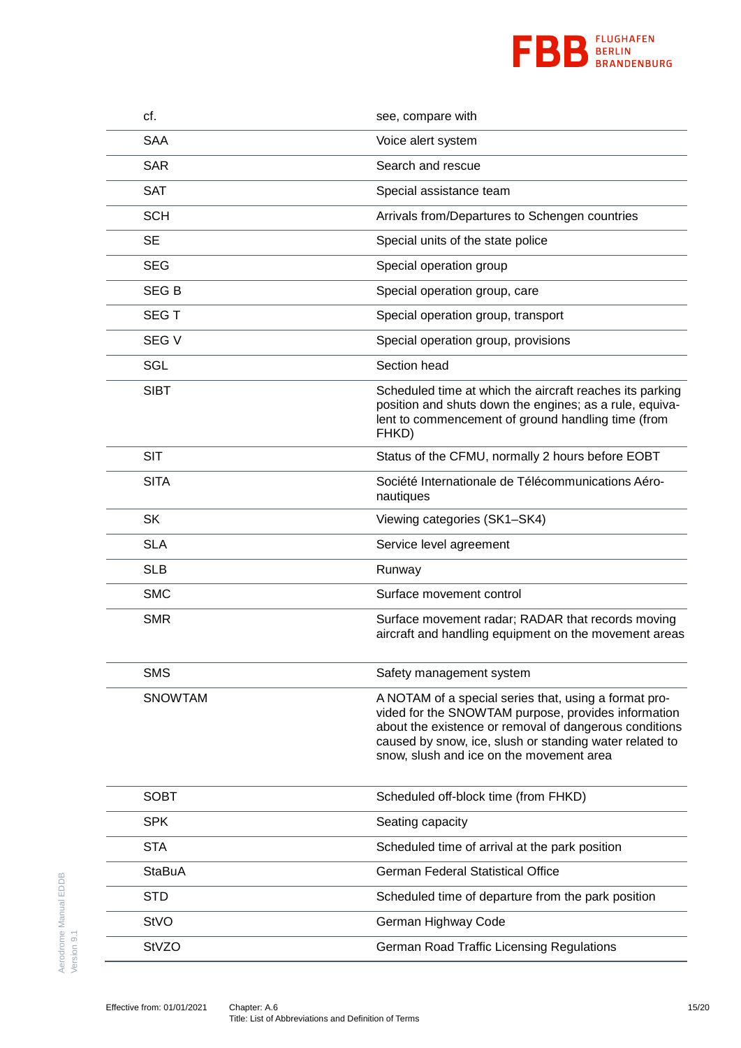| | |
|---|---|
| cf. | see, compare with |
| SAA | Voice alert system |
| SAR | Search and rescue |
| SAT | Special assistance team |
| SCH | Arrivals from/Departures to Schengen countries |
| SE | Special units of the state police |
| SEG | Special operation group |
| SEG B | Special operation group, care |
| SEG T | Special operation group, transport |
| SEG V | Special operation group, provisions |
| SGL | Section head |
| SIBT | Scheduled time at which the aircraft reaches its parking position and shuts down the engines; as a rule, equivalent to commencement of ground handling time (from FHKD) |
| SIT | Status of the CFMU, normally 2 hours before EOBT |
| SITA | Société Internationale de Télécommunications Aéronautiques |
| SK | Viewing categories (SK1–SK4) |
| SLA | Service level agreement |
| SLB | Runway |
| SMC | Surface movement control |
| SMR | Surface movement radar; RADAR that records moving aircraft and handling equipment on the movement areas |
| SMS | Safety management system |
| SNOWTAM | A NOTAM of a special series that, using a format provided for the SNOWTAM purpose, provides information about the existence or removal of dangerous conditions caused by snow, ice, slush or standing water related to snow, slush and ice on the movement area |
| SOBT | Scheduled off-block time (from FHKD) |
| SPK | Seating capacity |
| STA | Scheduled time of arrival at the park position |
| StaBuA | German Federal Statistical Office |
| STD | Scheduled time of departure from the park position |
| StVO | German Highway Code |
| StVZO | German Road Traffic Licensing Regulations |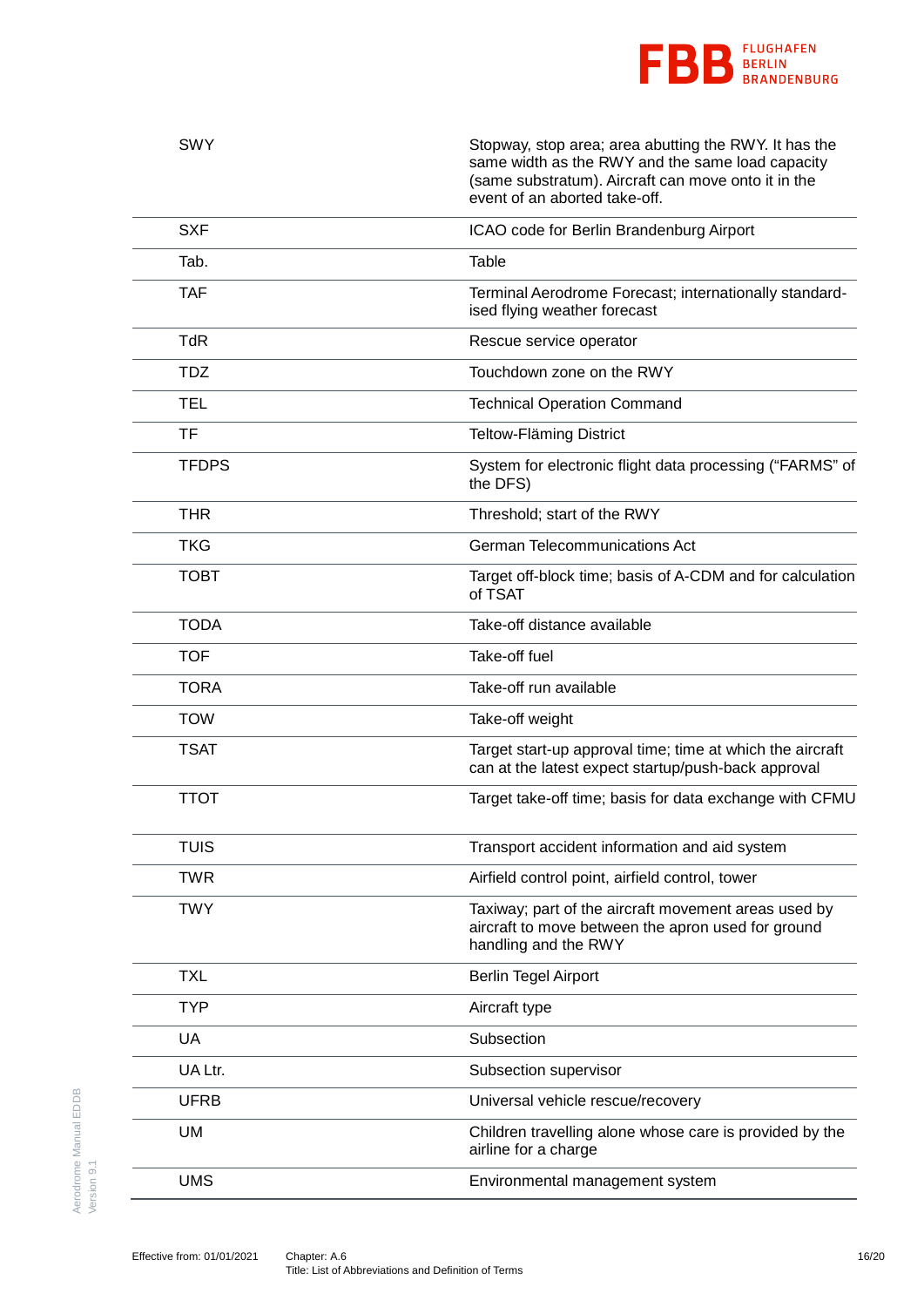| | |
|---|---|
| SWY | Stopway, stop area; area abutting the RWY. It has the same width as the RWY and the same load capacity (same substratum). Aircraft can move onto it in the event of an aborted take-off. |
| SXF | ICAO code for Berlin Brandenburg Airport |
| Tab. | Table |
| TAF | Terminal Aerodrome Forecast; internationally standard-ised flying weather forecast |
| TdR | Rescue service operator |
| TDZ | Touchdown zone on the RWY |
| TEL | Technical Operation Command |
| TF | Teltow-Fläming District |
| TFDPS | System for electronic flight data processing ("FARMS" of the DFS) |
| THR | Threshold; start of the RWY |
| TKG | German Telecommunications Act |
| TOBT | Target off-block time; basis of A-CDM and for calculation of TSAT |
| TODA | Take-off distance available |
| TOF | Take-off fuel |
| TORA | Take-off run available |
| TOW | Take-off weight |
| TSAT | Target start-up approval time; time at which the aircraft can at the latest expect startup/push-back approval |
| TTOT | Target take-off time; basis for data exchange with CFMU |
| TUIS | Transport accident information and aid system |
| TWR | Airfield control point, airfield control, tower |
| TWY | Taxiway; part of the aircraft movement areas used by aircraft to move between the apron used for ground handling and the RWY |
| TXL | Berlin Tegel Airport |
| TYP | Aircraft type |
| UA | Subsection |
| UA Ltr. | Subsection supervisor |
| UFRB | Universal vehicle rescue/recovery |
| UM | Children travelling alone whose care is provided by the airline for a charge |
| UMS | Environmental management system |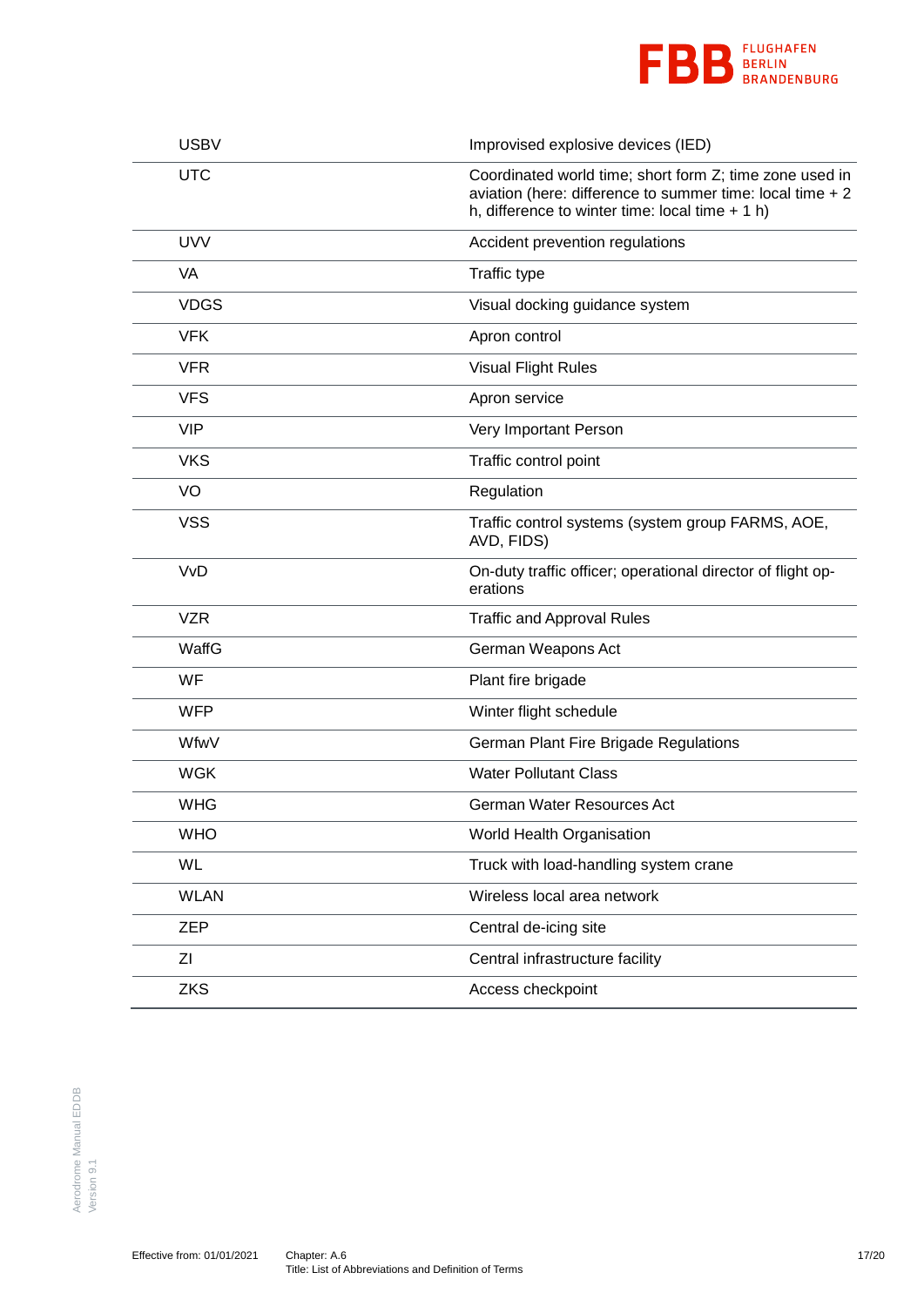| | |
|---|---|
| USBV | Improvised explosive devices (IED) |
| UTC | Coordinated world time; short form Z; time zone used in aviation (here: difference to summer time: local time + 2 h, difference to winter time: local time + 1 h) |
| UVV | Accident prevention regulations |
| VA | Traffic type |
| VDGS | Visual docking guidance system |
| VFK | Apron control |
| VFR | Visual Flight Rules |
| VFS | Apron service |
| VIP | Very Important Person |
| VKS | Traffic control point |
| VO | Regulation |
| VSS | Traffic control systems (system group FARMS, AOE, AVD, FIDS) |
| VvD | On-duty traffic officer; operational director of flight operations |
| VZR | Traffic and Approval Rules |
| WaffG | German Weapons Act |
| WF | Plant fire brigade |
| WFP | Winter flight schedule |
| WfwV | German Plant Fire Brigade Regulations |
| WGK | Water Pollutant Class |
| WHG | German Water Resources Act |
| WHO | World Health Organisation |
| WL | Truck with load-handling system crane |
| WLAN | Wireless local area network |
| ZEP | Central de-icing site |
| ZI | Central infrastructure facility |
| ZKS | Access checkpoint |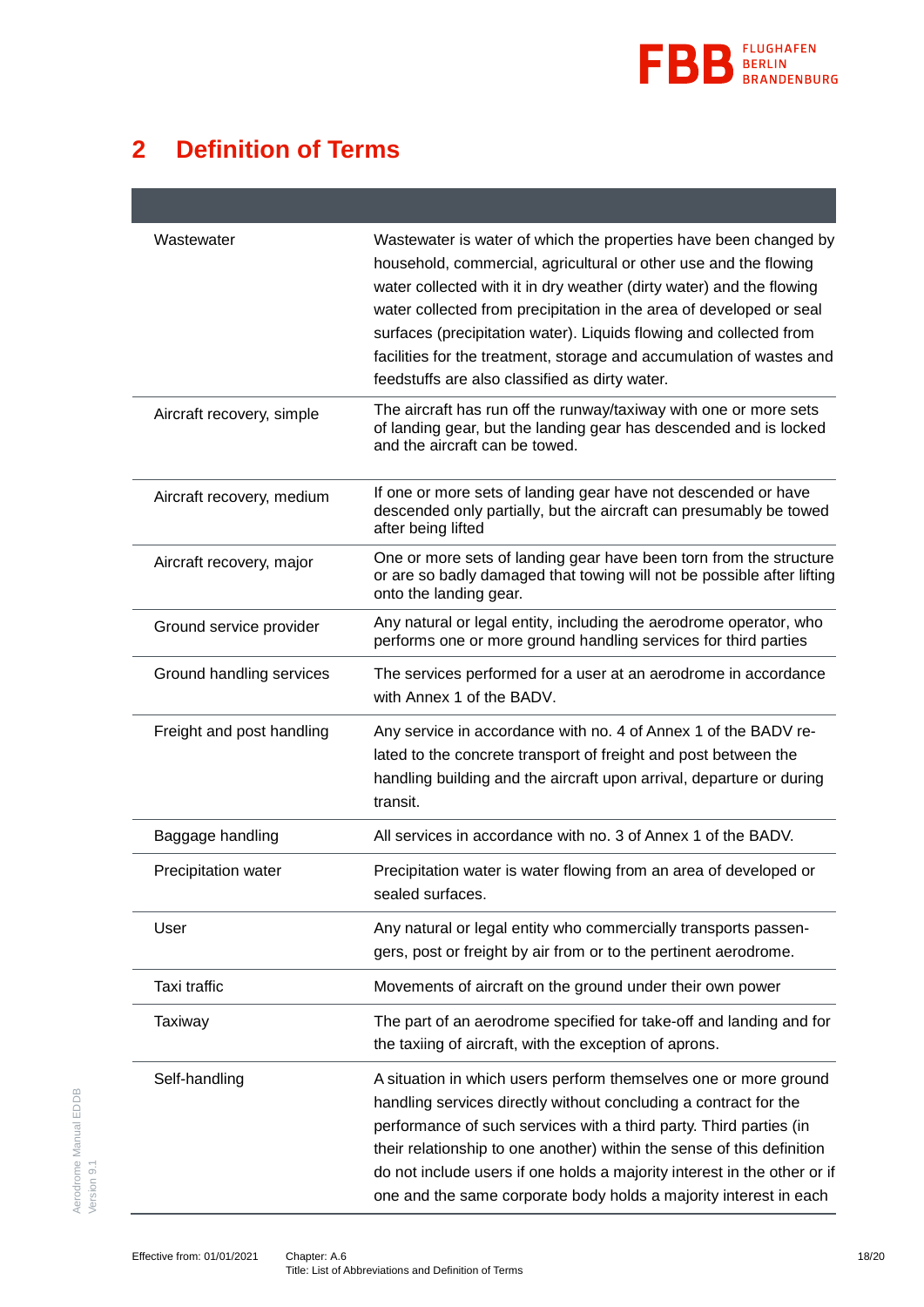## 2 Definition of Terms

| | |
|---|---|
| Wastewater | Wastewater is water of which the properties have been changed by household, commercial, agricultural or other use and the flowing water collected with it in dry weather (dirty water) and the flowing water collected from precipitation in the area of developed or seal surfaces (precipitation water). Liquids flowing and collected from facilities for the treatment, storage and accumulation of wastes and feedstuffs are also classified as dirty water. |
| Aircraft recovery, simple | The aircraft has run off the runway/taxiway with one or more sets of landing gear, but the landing gear has descended and is locked and the aircraft can be towed. |
| Aircraft recovery, medium | If one or more sets of landing gear have not descended or have descended only partially, but the aircraft can presumably be towed after being lifted |
| Aircraft recovery, major | One or more sets of landing gear have been torn from the structure or are so badly damaged that towing will not be possible after lifting onto the landing gear. |
| Ground service provider | Any natural or legal entity, including the aerodrome operator, who performs one or more ground handling services for third parties |
| Ground handling services | The services performed for a user at an aerodrome in accordance with Annex 1 of the BADV. |
| Freight and post handling | Any service in accordance with no. 4 of Annex 1 of the BADV related to the concrete transport of freight and post between the handling building and the aircraft upon arrival, departure or during transit. |
| Baggage handling | All services in accordance with no. 3 of Annex 1 of the BADV. |
| Precipitation water | Precipitation water is water flowing from an area of developed or sealed surfaces. |
| User | Any natural or legal entity who commercially transports passengers, post or freight by air from or to the pertinent aerodrome. |
| Taxi traffic | Movements of aircraft on the ground under their own power |
| Taxiway | The part of an aerodrome specified for take-off and landing and for the taxiing of aircraft, with the exception of aprons. |
| Self-handling | A situation in which users perform themselves one or more ground handling services directly without concluding a contract for the performance of such services with a third party. Third parties (in their relationship to one another) within the sense of this definition do not include users if one holds a majority interest in the other or if one and the same corporate body holds a majority interest in each |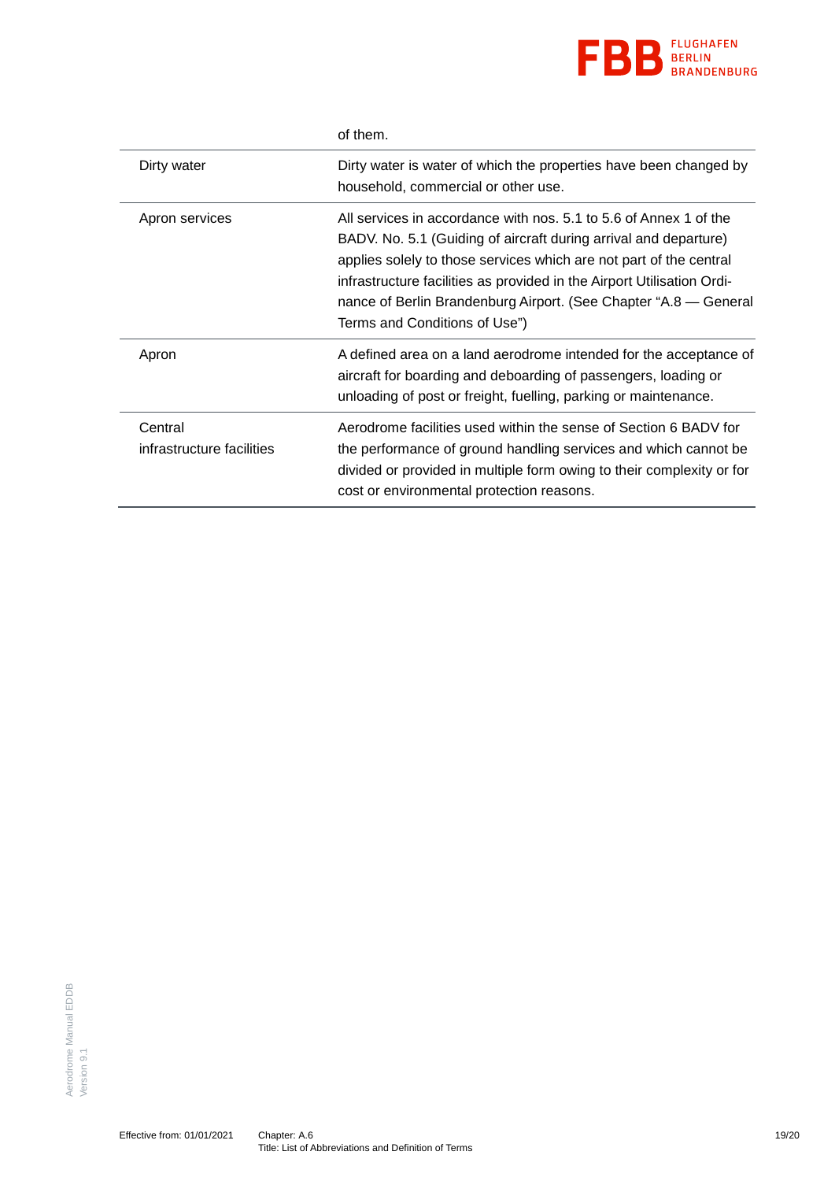| | |
|---|---|
| | of them. |
| Dirty water | Dirty water is water of which the properties have been changed by household, commercial or other use. |
| Apron services | All services in accordance with nos. 5.1 to 5.6 of Annex 1 of the BADV. No. 5.1 (Guiding of aircraft during arrival and departure) applies solely to those services which are not part of the central infrastructure facilities as provided in the Airport Utilisation Ordinance of Berlin Brandenburg Airport. (See Chapter "A.8 — General Terms and Conditions of Use") |
| Apron | A defined area on a land aerodrome intended for the acceptance of aircraft for boarding and deboarding of passengers, loading or unloading of post or freight, fuelling, parking or maintenance. |
| Central infrastructure facilities | Aerodrome facilities used within the sense of Section 6 BADV for the performance of ground handling services and which cannot be divided or provided in multiple form owing to their complexity or for cost or environmental protection reasons. |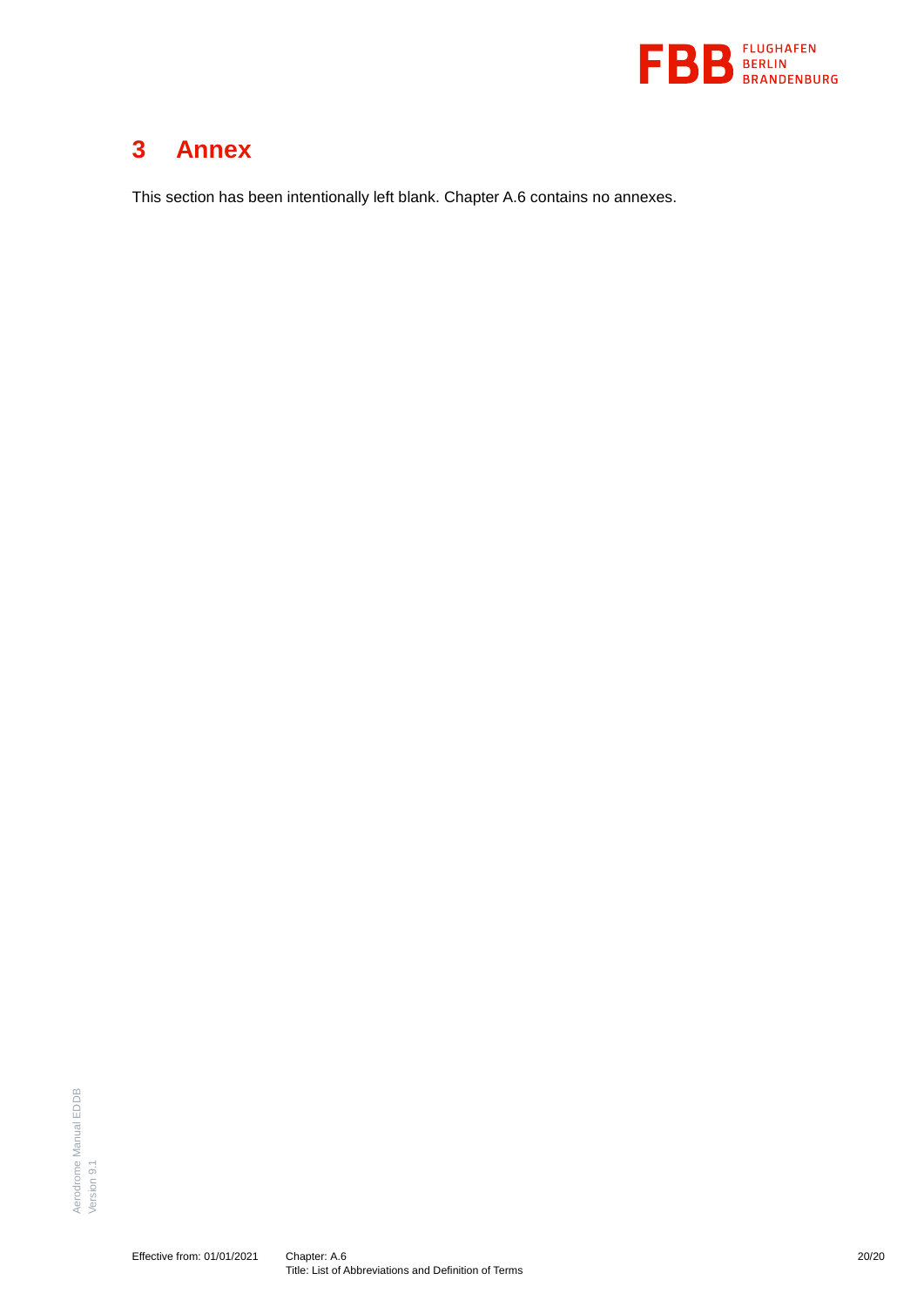# 3 Annex

This section has been intentionally left blank. Chapter A.6 contains no annexes.